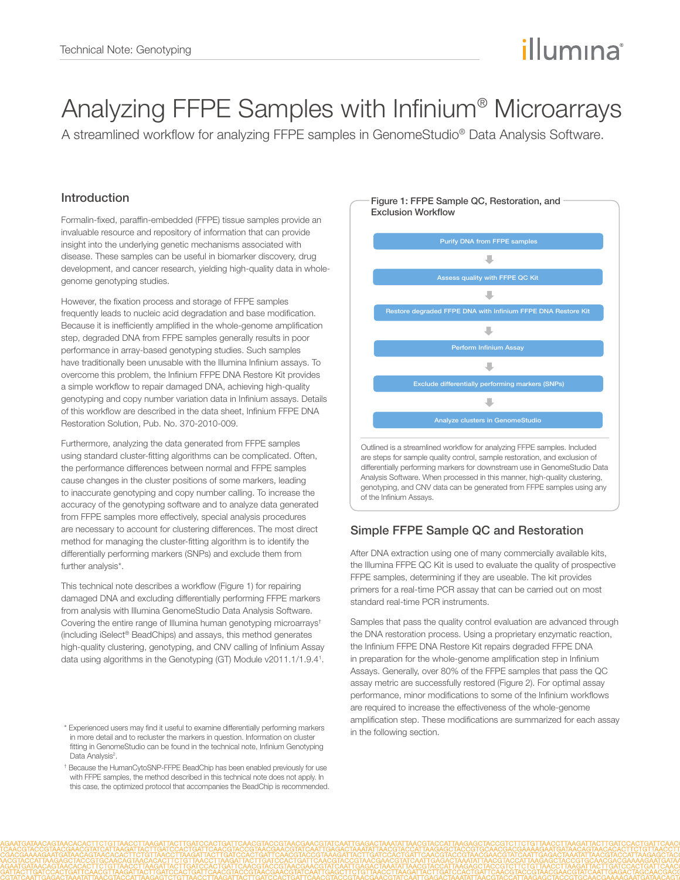# Analyzing FFPE Samples with Infinium® Microarrays

A streamlined workflow for analyzing FFPE samples in GenomeStudio® Data Analysis Software.

## Introduction

Formalin-fixed, paraffin-embedded (FFPE) tissue samples provide an invaluable resource and repository of information that can provide insight into the underlying genetic mechanisms associated with disease. These samples can be useful in biomarker discovery, drug development, and cancer research, yielding high-quality data in whole-genome genotyping studies.

However, the fixation process and storage of FFPE samples frequently leads to nucleic acid degradation and base modification. Because it is inefficiently amplified in the whole-genome amplification step, degraded DNA from FFPE samples generally results in poor performance in array-based genotyping studies. Such samples have traditionally been unusable with the Illumina Infinium assays. To overcome this problem, the Infinium FFPE DNA Restore Kit provides a simple workflow to repair damaged DNA, achieving high-quality genotyping and copy number variation data in Infinium assays. Details of this workflow are described in the data sheet, Infinium FFPE DNA Restoration Solution, Pub. No. 370-2010-009.

Furthermore, analyzing the data generated from FFPE samples using standard cluster-fitting algorithms can be complicated. Often, the performance differences between normal and FFPE samples cause changes in the cluster positions of some markers, leading to inaccurate genotyping and copy number calling. To increase the accuracy of the genotyping software and to analyze data generated from FFPE samples more effectively, special analysis procedures are necessary to account for clustering differences. The most direct method for managing the cluster-fitting algorithm is to identify the differentially performing markers (SNPs) and exclude them from further analysis*.

This technical note describes a workflow (Figure 1) for repairing damaged DNA and excluding differentially performing FFPE markers from analysis with Illumina GenomeStudio Data Analysis Software. Covering the entire range of Illumina human genotyping microarrays† (including iSelect® BeadChips) and assays, this method generates high-quality clustering, genotyping, and CNV calling of Infinium Assay data using algorithms in the Genotyping (GT) Module v2011.1/1.9.4[1].

\* Experienced users may find it useful to examine differentially performing markers in more detail and to recluster the markers in question. Information on cluster fitting in GenomeStudio can be found in the technical note, Infinium Genotyping Data Analysis[2].

† Because the HumanCytoSNP-FFPE BeadChip has been enabled previously for use with FFPE samples, the method described in this technical note does not apply. In this case, the optimized protocol that accompanies the BeadChip is recommended.

**Figure 1: FFPE Sample QC, Restoration, and Exclusion Workflow**

Purify DNA from FFPE samples
↓
Assess quality with FFPE QC Kit
↓
Restore degraded FFPE DNA with Infinium FFPE DNA Restore Kit
↓
Perform Infinium Assay
↓
Exclude differentially performing markers (SNPs)
↓
Analyze clusters in GenomeStudio

Outlined is a streamlined workflow for analyzing FFPE samples. Included are steps for sample quality control, sample restoration, and exclusion of differentially performing markers for downstream use in GenomeStudio Data Analysis Software. When processed in this manner, high-quality clustering, genotyping, and CNV data can be generated from FFPE samples using any of the Infinium Assays.

## Simple FFPE Sample QC and Restoration

After DNA extraction using one of many commercially available kits, the Illumina FFPE QC Kit is used to evaluate the quality of prospective FFPE samples, determining if they are useable. The kit provides primers for a real-time PCR assay that can be carried out on most standard real-time PCR instruments.

Samples that pass the quality control evaluation are advanced through the DNA restoration process. Using a proprietary enzymatic reaction, the Infinium FFPE DNA Restore Kit repairs degraded FFPE DNA in preparation for the whole-genome amplification step in Infinium Assays. Generally, over 80% of the FFPE samples that pass the QC assay metric are successfully restored (Figure 2). For optimal assay performance, minor modifications to some of the Infinium workflows are required to increase the effectiveness of the whole-genome amplification step. These modifications are summarized for each assay in the following section.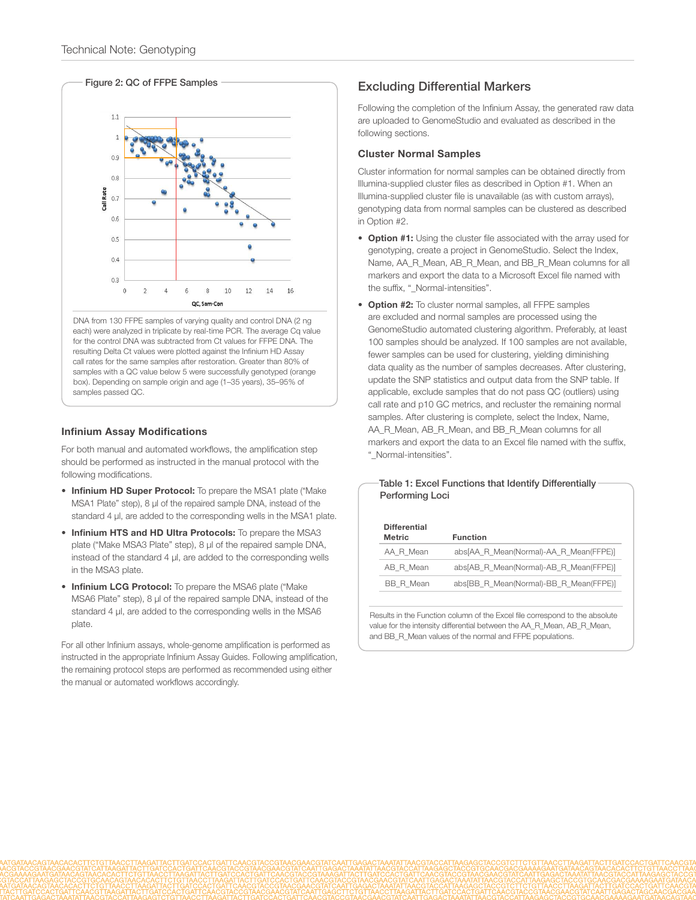### Figure 2: QC of FFPE Samples

1.1
1
0.9
0.8
0.7
0.6
0.5
0.4
0.3

Call Rate

0 2 4 6 8 10 12 14 16

QC, Sam-Con

DNA from 130 FFPE samples of varying quality and control DNA (2 ng each) were analyzed in triplicate by real-time PCR. The average Cq value for the control DNA was subtracted from Ct values for FFPE DNA. The resulting Delta Ct values were plotted against the Infinium HD Assay call rates for the same samples after restoration. Greater than 80% of samples with a QC value below 5 were successfully genotyped (orange box). Depending on sample origin and age (1–35 years), 35–95% of samples passed QC.

### Infinium Assay Modifications

For both manual and automated workflows, the amplification step should be performed as instructed in the manual protocol with the following modifications.

- **Infinium HD Super Protocol:** To prepare the MSA1 plate ("Make MSA1 Plate" step), 8 µl of the repaired sample DNA, instead of the standard 4 µl, are added to the corresponding wells in the MSA1 plate.
- **Infinium HTS and HD Ultra Protocols:** To prepare the MSA3 plate ("Make MSA3 Plate" step), 8 µl of the repaired sample DNA, instead of the standard 4 µl, are added to the corresponding wells in the MSA3 plate.
- **Infinium LCG Protocol:** To prepare the MSA6 plate ("Make MSA6 Plate" step), 8 µl of the repaired sample DNA, instead of the standard 4 µl, are added to the corresponding wells in the MSA6 plate.

For all other Infinium assays, whole-genome amplification is performed as instructed in the appropriate Infinium Assay Guides. Following amplification, the remaining protocol steps are performed as recommended using either the manual or automated workflows accordingly.

## Excluding Differential Markers

Following the completion of the Infinium Assay, the generated raw data are uploaded to GenomeStudio and evaluated as described in the following sections.

### Cluster Normal Samples

Cluster information for normal samples can be obtained directly from Illumina-supplied cluster files as described in Option #1. When an Illumina-supplied cluster file is unavailable (as with custom arrays), genotyping data from normal samples can be clustered as described in Option #2.

- **Option #1:** Using the cluster file associated with the array used for genotyping, create a project in GenomeStudio. Select the Index, Name, AA_R_Mean, AB_R_Mean, and BB_R_Mean columns for all markers and export the data to a Microsoft Excel file named with the suffix, "_Normal-intensities".
- **Option #2:** To cluster normal samples, all FFPE samples are excluded and normal samples are processed using the GenomeStudio automated clustering algorithm. Preferably, at least 100 samples should be analyzed. If 100 samples are not available, fewer samples can be used for clustering, yielding diminishing data quality as the number of samples decreases. After clustering, update the SNP statistics and output data from the SNP table. If applicable, exclude samples that do not pass QC (outliers) using call rate and p10 GC metrics, and recluster the remaining normal samples. After clustering is complete, select the Index, Name, AA_R_Mean, AB_R_Mean, and BB_R_Mean columns for all markers and export the data to an Excel file named with the suffix, "_Normal-intensities".

### Table 1: Excel Functions that Identify Differentially Performing Loci

| Differential Metric | Function |
|---|---|
| AA_R_Mean | abs[AA_R_Mean(Normal)-AA_R_Mean(FFPE)] |
| AB_R_Mean | abs[AB_R_Mean(Normal)-AB_R_Mean(FFPE)] |
| BB_R_Mean | abs[BB_R_Mean(Normal)-BB_R_Mean(FFPE)] |

Results in the Function column of the Excel file correspond to the absolute value for the intensity differential between the AA_R_Mean, AB_R_Mean, and BB_R_Mean values of the normal and FFPE populations.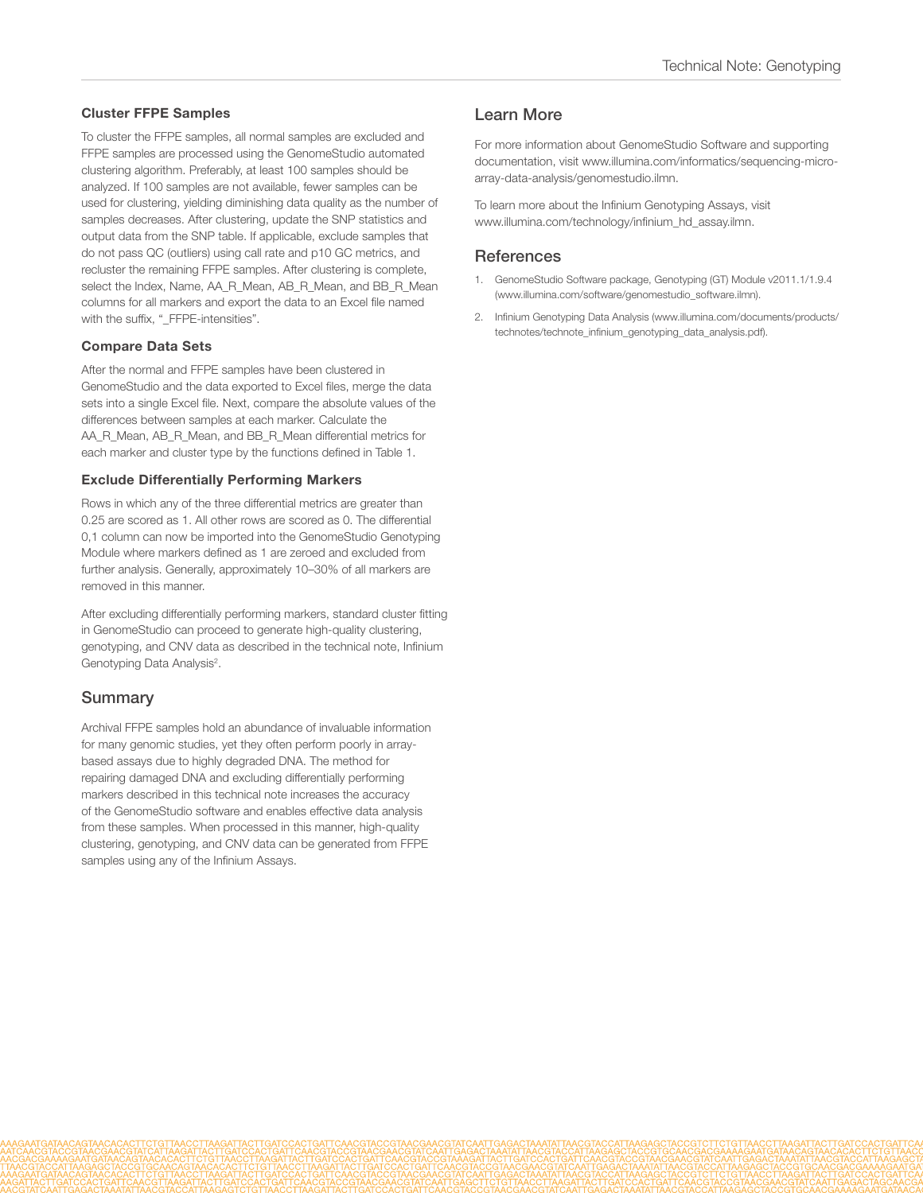### Cluster FFPE Samples

To cluster the FFPE samples, all normal samples are excluded and FFPE samples are processed using the GenomeStudio automated clustering algorithm. Preferably, at least 100 samples should be analyzed. If 100 samples are not available, fewer samples can be used for clustering, yielding diminishing data quality as the number of samples decreases. After clustering, update the SNP statistics and output data from the SNP table. If applicable, exclude samples that do not pass QC (outliers) using call rate and p10 GC metrics, and recluster the remaining FFPE samples. After clustering is complete, select the Index, Name, AA_R_Mean, AB_R_Mean, and BB_R_Mean columns for all markers and export the data to an Excel file named with the suffix, "_FFPE-intensities".

### Compare Data Sets

After the normal and FFPE samples have been clustered in GenomeStudio and the data exported to Excel files, merge the data sets into a single Excel file. Next, compare the absolute values of the differences between samples at each marker. Calculate the AA_R_Mean, AB_R_Mean, and BB_R_Mean differential metrics for each marker and cluster type by the functions defined in Table 1.

### Exclude Differentially Performing Markers

Rows in which any of the three differential metrics are greater than 0.25 are scored as 1. All other rows are scored as 0. The differential 0,1 column can now be imported into the GenomeStudio Genotyping Module where markers defined as 1 are zeroed and excluded from further analysis. Generally, approximately 10–30% of all markers are removed in this manner.

After excluding differentially performing markers, standard cluster fitting in GenomeStudio can proceed to generate high-quality clustering, genotyping, and CNV data as described in the technical note, Infinium Genotyping Data Analysis[2].

## Summary

Archival FFPE samples hold an abundance of invaluable information for many genomic studies, yet they often perform poorly in array-based assays due to highly degraded DNA. The method for repairing damaged DNA and excluding differentially performing markers described in this technical note increases the accuracy of the GenomeStudio software and enables effective data analysis from these samples. When processed in this manner, high-quality clustering, genotyping, and CNV data can be generated from FFPE samples using any of the Infinium Assays.

## Learn More

For more information about GenomeStudio Software and supporting documentation, visit www.illumina.com/informatics/sequencing-microarray-data-analysis/genomestudio.ilmn.

To learn more about the Infinium Genotyping Assays, visit www.illumina.com/technology/infinium_hd_assay.ilmn.

## References

1. GenomeStudio Software package, Genotyping (GT) Module v2011.1/1.9.4 (www.illumina.com/software/genomestudio_software.ilmn).
2. Infinium Genotyping Data Analysis (www.illumina.com/documents/products/technotes/technote_infinium_genotyping_data_analysis.pdf).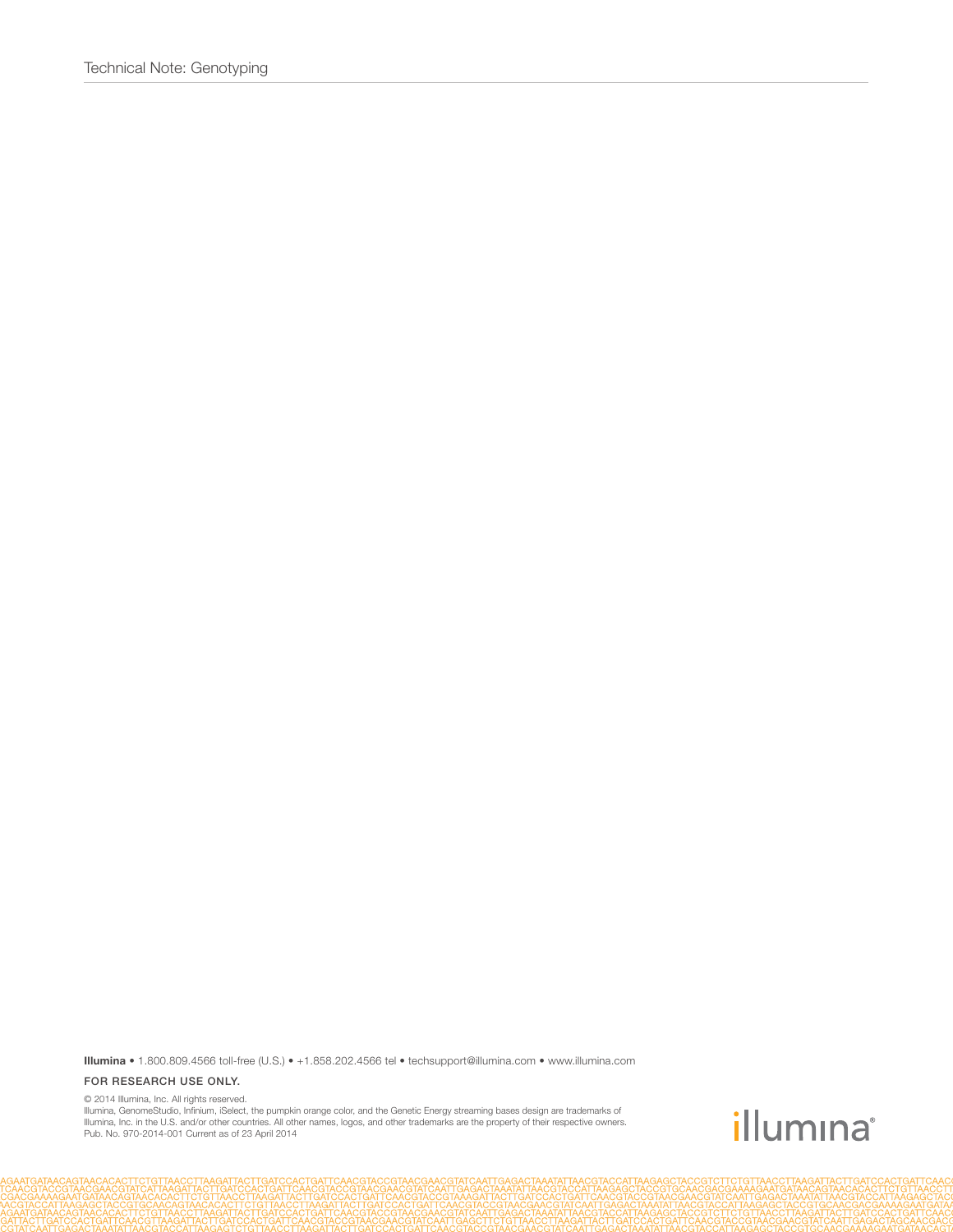**Illumina** • 1.800.809.4566 toll-free (U.S.) • +1.858.202.4566 tel • techsupport@illumina.com • www.illumina.com

FOR RESEARCH USE ONLY.

© 2014 Illumina, Inc. All rights reserved.
Illumina, GenomeStudio, Infinium, iSelect, the pumpkin orange color, and the Genetic Energy streaming bases design are trademarks of Illumina, Inc. in the U.S. and/or other countries. All other names, logos, and other trademarks are the property of their respective owners.
Pub. No. 970-2014-001 Current as of 23 April 2014